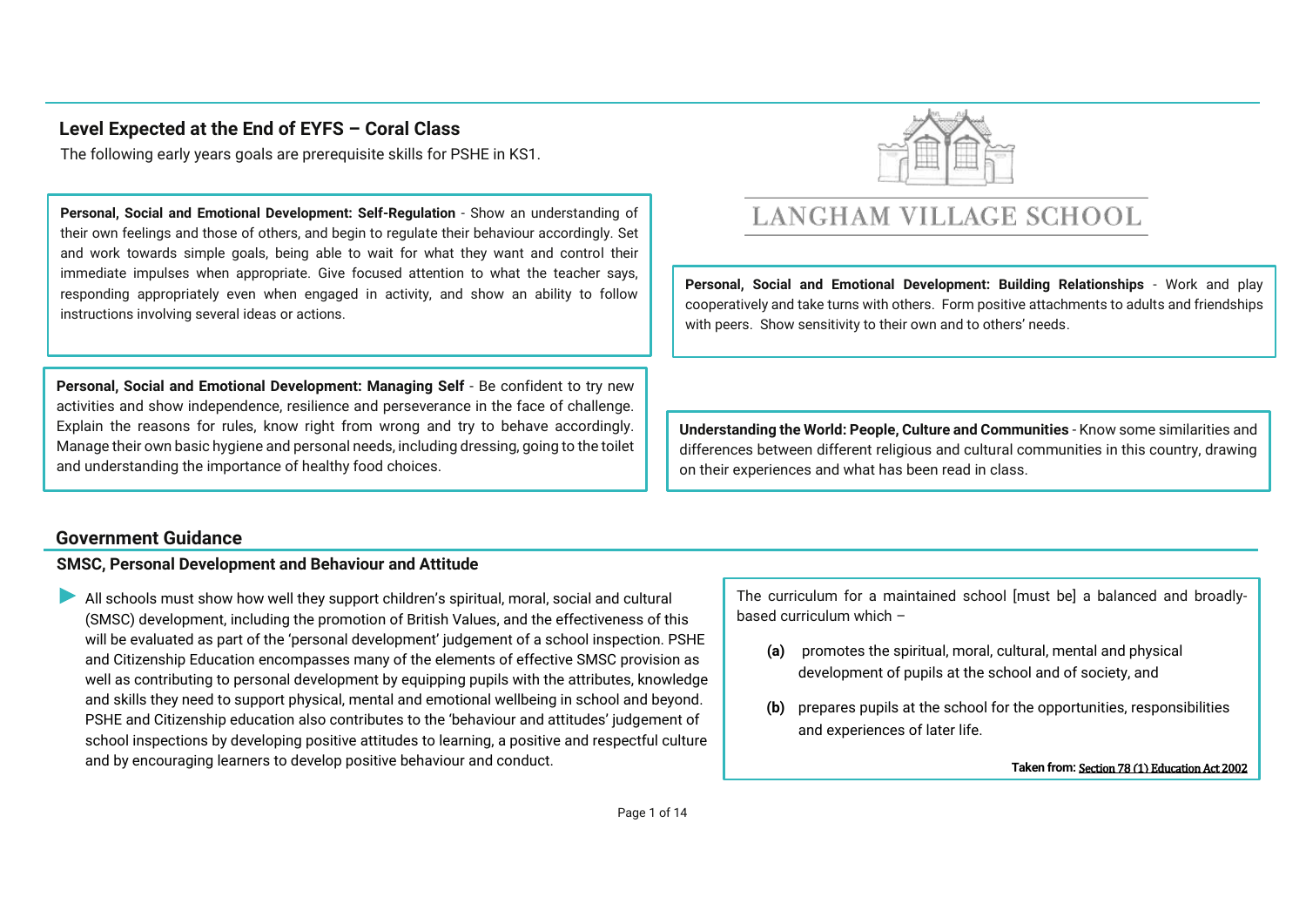## Level Expected at the End of EYFS – Coral Class

The following early years goals are prerequisite skills for PSHE in KS1.

LANGHAM VILLAGE SCHOOL

**Personal, Social and Emotional Development: Self-Regulation** - Show an understanding of their own feelings and those of others, and begin to regulate their behaviour accordingly. Set and work towards simple goals, being able to wait for what they want and control their immediate impulses when appropriate. Give focused attention to what the teacher says, responding appropriately even when engaged in activity, and show an ability to follow instructions involving several ideas or actions.

**Personal, Social and Emotional Development: Building Relationships** - Work and play cooperatively and take turns with others. Form positive attachments to adults and friendships with peers. Show sensitivity to their own and to others' needs.

**Personal, Social and Emotional Development: Managing Self** - Be confident to try new activities and show independence, resilience and perseverance in the face of challenge. Explain the reasons for rules, know right from wrong and try to behave accordingly. Manage their own basic hygiene and personal needs, including dressing, going to the toilet and understanding the importance of healthy food choices.

**Understanding the World: People, Culture and Communities** - Know some similarities and differences between different religious and cultural communities in this country, drawing on their experiences and what has been read in class.

## Government Guidance

### SMSC, Personal Development and Behaviour and Attitude

- All schools must show how well they support children's spiritual, moral, social and cultural (SMSC) development, including the promotion of British Values, and the effectiveness of this will be evaluated as part of the 'personal development' judgement of a school inspection. PSHE and Citizenship Education encompasses many of the elements of effective SMSC provision as well as contributing to personal development by equipping pupils with the attributes, knowledge and skills they need to support physical, mental and emotional wellbeing in school and beyond. PSHE and Citizenship education also contributes to the 'behaviour and attitudes' judgement of school inspections by developing positive attitudes to learning, a positive and respectful culture and by encouraging learners to develop positive behaviour and conduct.

The curriculum for a maintained school [must be] a balanced and broadly-based curriculum which –

**(a)** promotes the spiritual, moral, cultural, mental and physical development of pupils at the school and of society, and

**(b)** prepares pupils at the school for the opportunities, responsibilities and experiences of later life.

**Taken from:** Section 78 (1) Education Act 2002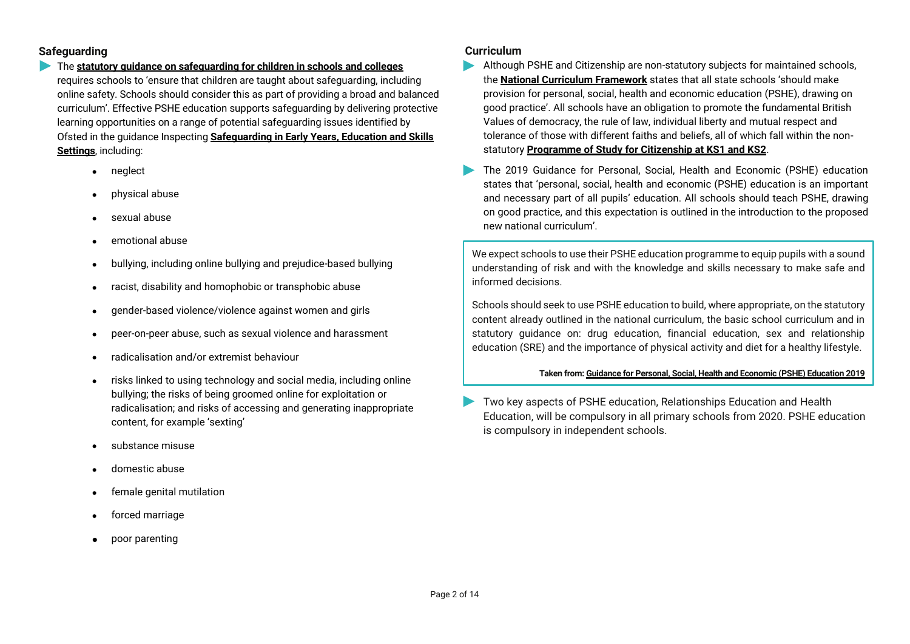## Safeguarding

- The **statutory guidance on safeguarding for children in schools and colleges** requires schools to 'ensure that children are taught about safeguarding, including online safety. Schools should consider this as part of providing a broad and balanced curriculum'. Effective PSHE education supports safeguarding by delivering protective learning opportunities on a range of potential safeguarding issues identified by Ofsted in the guidance Inspecting **Safeguarding in Early Years, Education and Skills Settings**, including:
  - neglect
  - physical abuse
  - sexual abuse
  - emotional abuse
  - bullying, including online bullying and prejudice-based bullying
  - racist, disability and homophobic or transphobic abuse
  - gender-based violence/violence against women and girls
  - peer-on-peer abuse, such as sexual violence and harassment
  - radicalisation and/or extremist behaviour
  - risks linked to using technology and social media, including online bullying; the risks of being groomed online for exploitation or radicalisation; and risks of accessing and generating inappropriate content, for example 'sexting'
  - substance misuse
  - domestic abuse
  - female genital mutilation
  - forced marriage
  - poor parenting

## Curriculum

- Although PSHE and Citizenship are non-statutory subjects for maintained schools, the **National Curriculum Framework** states that all state schools 'should make provision for personal, social, health and economic education (PSHE), drawing on good practice'. All schools have an obligation to promote the fundamental British Values of democracy, the rule of law, individual liberty and mutual respect and tolerance of those with different faiths and beliefs, all of which fall within the non-statutory **Programme of Study for Citizenship at KS1 and KS2**.
- The 2019 Guidance for Personal, Social, Health and Economic (PSHE) education states that 'personal, social, health and economic (PSHE) education is an important and necessary part of all pupils' education. All schools should teach PSHE, drawing on good practice, and this expectation is outlined in the introduction to the proposed new national curriculum'.

> We expect schools to use their PSHE education programme to equip pupils with a sound understanding of risk and with the knowledge and skills necessary to make safe and informed decisions.
>
> Schools should seek to use PSHE education to build, where appropriate, on the statutory content already outlined in the national curriculum, the basic school curriculum and in statutory guidance on: drug education, financial education, sex and relationship education (SRE) and the importance of physical activity and diet for a healthy lifestyle.
>
> **Taken from: Guidance for Personal, Social, Health and Economic (PSHE) Education 2019**

- Two key aspects of PSHE education, Relationships Education and Health Education, will be compulsory in all primary schools from 2020. PSHE education is compulsory in independent schools.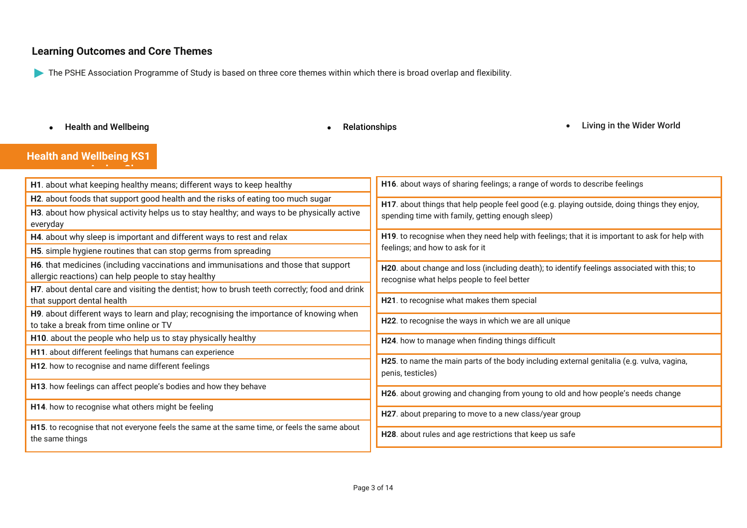## Learning Outcomes and Core Themes

The PSHE Association Programme of Study is based on three core themes within which there is broad overlap and flexibility.

- Health and Wellbeing
- Relationships
- Living in the Wider World

### Health and Wellbeing KS1

**H1**. about what keeping healthy means; different ways to keep healthy

**H2**. about foods that support good health and the risks of eating too much sugar

**H3**. about how physical activity helps us to stay healthy; and ways to be physically active everyday

**H4**. about why sleep is important and different ways to rest and relax

**H5**. simple hygiene routines that can stop germs from spreading

**H6**. that medicines (including vaccinations and immunisations and those that support allergic reactions) can help people to stay healthy

**H7**. about dental care and visiting the dentist; how to brush teeth correctly; food and drink that support dental health

**H9**. about different ways to learn and play; recognising the importance of knowing when to take a break from time online or TV

**H10**. about the people who help us to stay physically healthy

**H11**. about different feelings that humans can experience

**H12**. how to recognise and name different feelings

**H13**. how feelings can affect people's bodies and how they behave

**H14**. how to recognise what others might be feeling

**H15**. to recognise that not everyone feels the same at the same time, or feels the same about the same things

**H16**. about ways of sharing feelings; a range of words to describe feelings

**H17**. about things that help people feel good (e.g. playing outside, doing things they enjoy, spending time with family, getting enough sleep)

**H19**. to recognise when they need help with feelings; that it is important to ask for help with feelings; and how to ask for it

**H20**. about change and loss (including death); to identify feelings associated with this; to recognise what helps people to feel better

**H21**. to recognise what makes them special

**H22**. to recognise the ways in which we are all unique

**H24**. how to manage when finding things difficult

**H25**. to name the main parts of the body including external genitalia (e.g. vulva, vagina, penis, testicles)

**H26**. about growing and changing from young to old and how people's needs change

**H27**. about preparing to move to a new class/year group

**H28**. about rules and age restrictions that keep us safe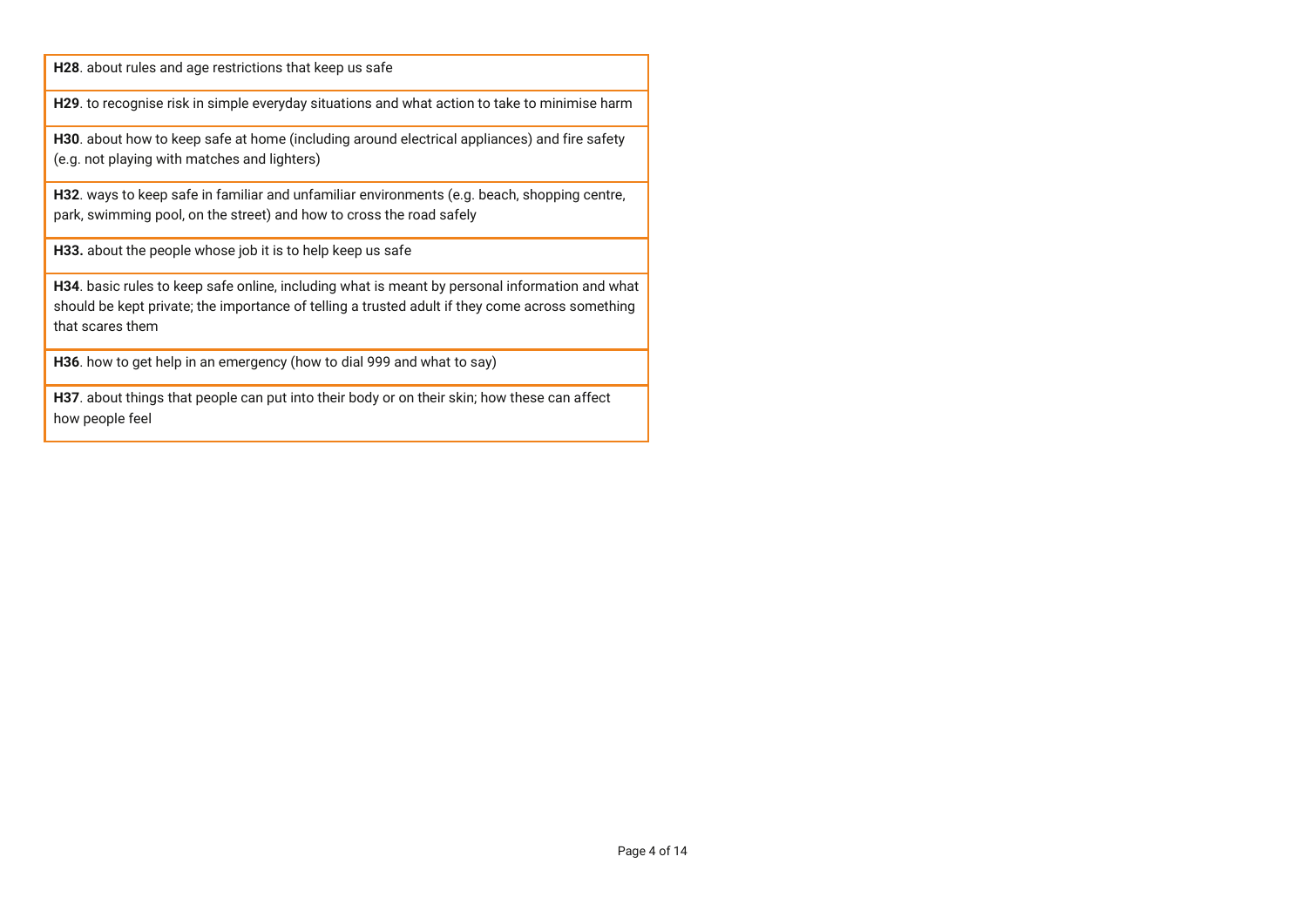| |
|---|
| **H28**. about rules and age restrictions that keep us safe |
| **H29**. to recognise risk in simple everyday situations and what action to take to minimise harm |
| **H30**. about how to keep safe at home (including around electrical appliances) and fire safety (e.g. not playing with matches and lighters) |
| **H32**. ways to keep safe in familiar and unfamiliar environments (e.g. beach, shopping centre, park, swimming pool, on the street) and how to cross the road safely |
| **H33.** about the people whose job it is to help keep us safe |
| **H34**. basic rules to keep safe online, including what is meant by personal information and what should be kept private; the importance of telling a trusted adult if they come across something that scares them |
| **H36**. how to get help in an emergency (how to dial 999 and what to say) |
| **H37**. about things that people can put into their body or on their skin; how these can affect how people feel |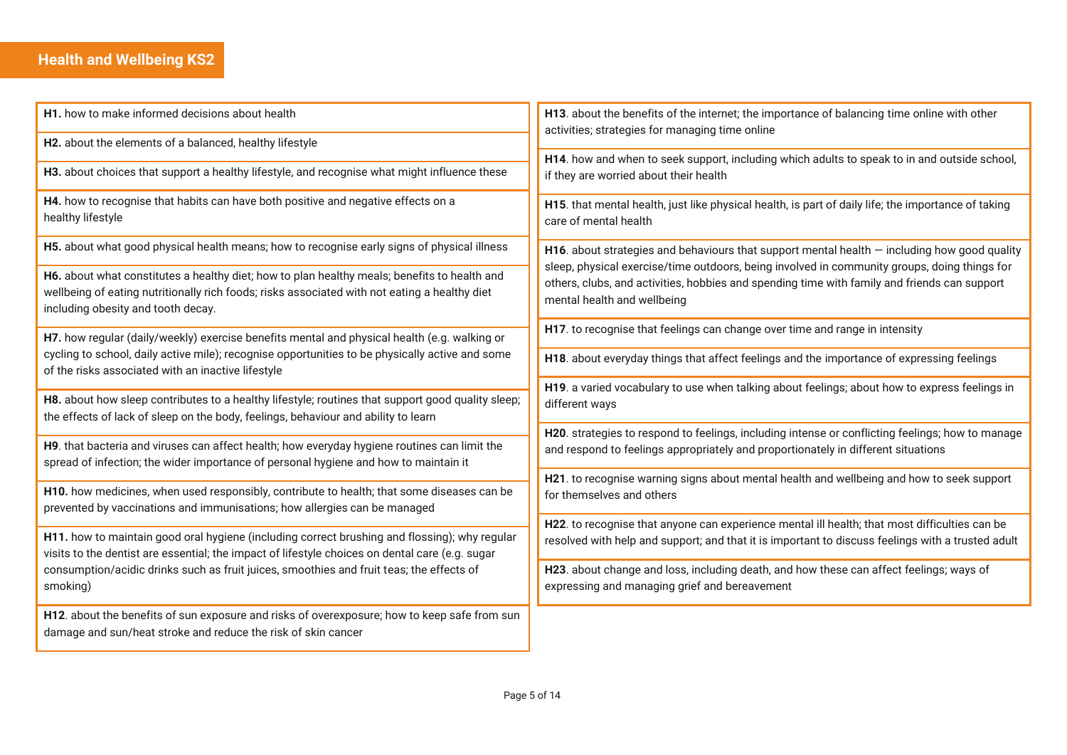## Health and Wellbeing KS2

**H1.** how to make informed decisions about health

**H2.** about the elements of a balanced, healthy lifestyle

**H3.** about choices that support a healthy lifestyle, and recognise what might influence these

**H4.** how to recognise that habits can have both positive and negative effects on a healthy lifestyle

**H5.** about what good physical health means; how to recognise early signs of physical illness

**H6.** about what constitutes a healthy diet; how to plan healthy meals; benefits to health and wellbeing of eating nutritionally rich foods; risks associated with not eating a healthy diet including obesity and tooth decay.

**H7.** how regular (daily/weekly) exercise benefits mental and physical health (e.g. walking or cycling to school, daily active mile); recognise opportunities to be physically active and some of the risks associated with an inactive lifestyle

**H8.** about how sleep contributes to a healthy lifestyle; routines that support good quality sleep; the effects of lack of sleep on the body, feelings, behaviour and ability to learn

**H9**. that bacteria and viruses can affect health; how everyday hygiene routines can limit the spread of infection; the wider importance of personal hygiene and how to maintain it

**H10.** how medicines, when used responsibly, contribute to health; that some diseases can be prevented by vaccinations and immunisations; how allergies can be managed

**H11.** how to maintain good oral hygiene (including correct brushing and flossing); why regular visits to the dentist are essential; the impact of lifestyle choices on dental care (e.g. sugar consumption/acidic drinks such as fruit juices, smoothies and fruit teas; the effects of smoking)

**H12**. about the benefits of sun exposure and risks of overexposure; how to keep safe from sun damage and sun/heat stroke and reduce the risk of skin cancer

**H13**. about the benefits of the internet; the importance of balancing time online with other activities; strategies for managing time online

**H14**. how and when to seek support, including which adults to speak to in and outside school, if they are worried about their health

**H15**. that mental health, just like physical health, is part of daily life; the importance of taking care of mental health

**H16**. about strategies and behaviours that support mental health — including how good quality sleep, physical exercise/time outdoors, being involved in community groups, doing things for others, clubs, and activities, hobbies and spending time with family and friends can support mental health and wellbeing

**H17**. to recognise that feelings can change over time and range in intensity

**H18**. about everyday things that affect feelings and the importance of expressing feelings

**H19**. a varied vocabulary to use when talking about feelings; about how to express feelings in different ways

**H20**. strategies to respond to feelings, including intense or conflicting feelings; how to manage and respond to feelings appropriately and proportionately in different situations

**H21**. to recognise warning signs about mental health and wellbeing and how to seek support for themselves and others

**H22**. to recognise that anyone can experience mental ill health; that most difficulties can be resolved with help and support; and that it is important to discuss feelings with a trusted adult

**H23**. about change and loss, including death, and how these can affect feelings; ways of expressing and managing grief and bereavement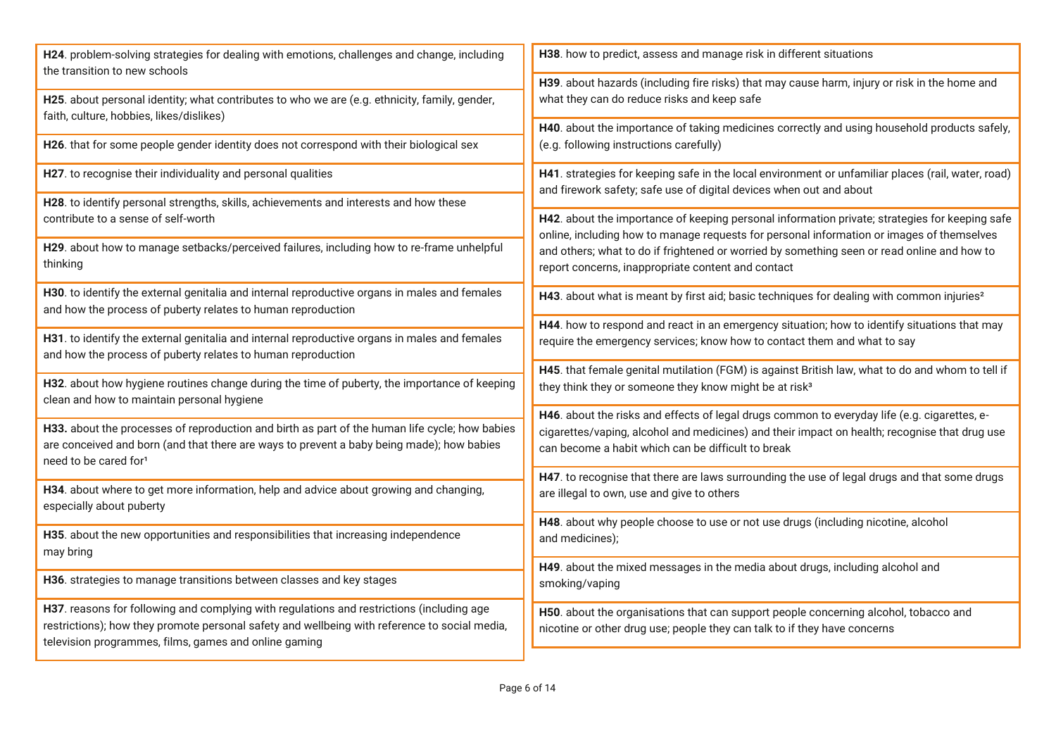**H24**. problem-solving strategies for dealing with emotions, challenges and change, including the transition to new schools

**H25**. about personal identity; what contributes to who we are (e.g. ethnicity, family, gender, faith, culture, hobbies, likes/dislikes)

**H26**. that for some people gender identity does not correspond with their biological sex

**H27**. to recognise their individuality and personal qualities

**H28**. to identify personal strengths, skills, achievements and interests and how these contribute to a sense of self-worth

**H29**. about how to manage setbacks/perceived failures, including how to re-frame unhelpful thinking

**H30**. to identify the external genitalia and internal reproductive organs in males and females and how the process of puberty relates to human reproduction

**H31**. to identify the external genitalia and internal reproductive organs in males and females and how the process of puberty relates to human reproduction

**H32**. about how hygiene routines change during the time of puberty, the importance of keeping clean and how to maintain personal hygiene

**H33.** about the processes of reproduction and birth as part of the human life cycle; how babies are conceived and born (and that there are ways to prevent a baby being made); how babies need to be cared for[1]

**H34**. about where to get more information, help and advice about growing and changing, especially about puberty

**H35**. about the new opportunities and responsibilities that increasing independence may bring

**H36**. strategies to manage transitions between classes and key stages

**H37**. reasons for following and complying with regulations and restrictions (including age restrictions); how they promote personal safety and wellbeing with reference to social media, television programmes, films, games and online gaming

**H38**. how to predict, assess and manage risk in different situations

**H39**. about hazards (including fire risks) that may cause harm, injury or risk in the home and what they can do reduce risks and keep safe

**H40**. about the importance of taking medicines correctly and using household products safely, (e.g. following instructions carefully)

**H41**. strategies for keeping safe in the local environment or unfamiliar places (rail, water, road) and firework safety; safe use of digital devices when out and about

**H42**. about the importance of keeping personal information private; strategies for keeping safe online, including how to manage requests for personal information or images of themselves and others; what to do if frightened or worried by something seen or read online and how to report concerns, inappropriate content and contact

**H43**. about what is meant by first aid; basic techniques for dealing with common injuries[2]

**H44**. how to respond and react in an emergency situation; how to identify situations that may require the emergency services; know how to contact them and what to say

**H45**. that female genital mutilation (FGM) is against British law, what to do and whom to tell if they think they or someone they know might be at risk[3]

**H46**. about the risks and effects of legal drugs common to everyday life (e.g. cigarettes, e-cigarettes/vaping, alcohol and medicines) and their impact on health; recognise that drug use can become a habit which can be difficult to break

**H47**. to recognise that there are laws surrounding the use of legal drugs and that some drugs are illegal to own, use and give to others

**H48**. about why people choose to use or not use drugs (including nicotine, alcohol and medicines);

**H49**. about the mixed messages in the media about drugs, including alcohol and smoking/vaping

**H50**. about the organisations that can support people concerning alcohol, tobacco and nicotine or other drug use; people they can talk to if they have concerns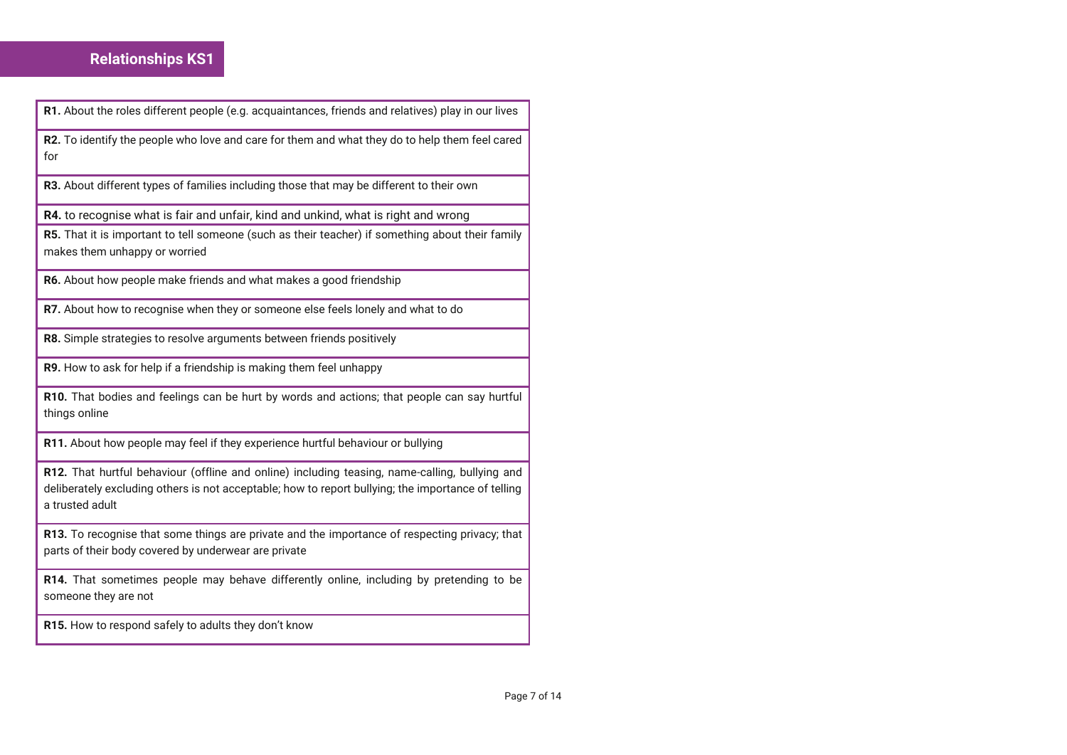## Relationships KS1

|   |
|---|
| **R1.** About the roles different people (e.g. acquaintances, friends and relatives) play in our lives |
| **R2.** To identify the people who love and care for them and what they do to help them feel cared for |
| **R3.** About different types of families including those that may be different to their own |
| **R4.** to recognise what is fair and unfair, kind and unkind, what is right and wrong |
| **R5.** That it is important to tell someone (such as their teacher) if something about their family makes them unhappy or worried |
| **R6.** About how people make friends and what makes a good friendship |
| **R7.** About how to recognise when they or someone else feels lonely and what to do |
| **R8.** Simple strategies to resolve arguments between friends positively |
| **R9.** How to ask for help if a friendship is making them feel unhappy |
| **R10.** That bodies and feelings can be hurt by words and actions; that people can say hurtful things online |
| **R11.** About how people may feel if they experience hurtful behaviour or bullying |
| **R12.** That hurtful behaviour (offline and online) including teasing, name-calling, bullying and deliberately excluding others is not acceptable; how to report bullying; the importance of telling a trusted adult |
| **R13.** To recognise that some things are private and the importance of respecting privacy; that parts of their body covered by underwear are private |
| **R14.** That sometimes people may behave differently online, including by pretending to be someone they are not |
| **R15.** How to respond safely to adults they don't know |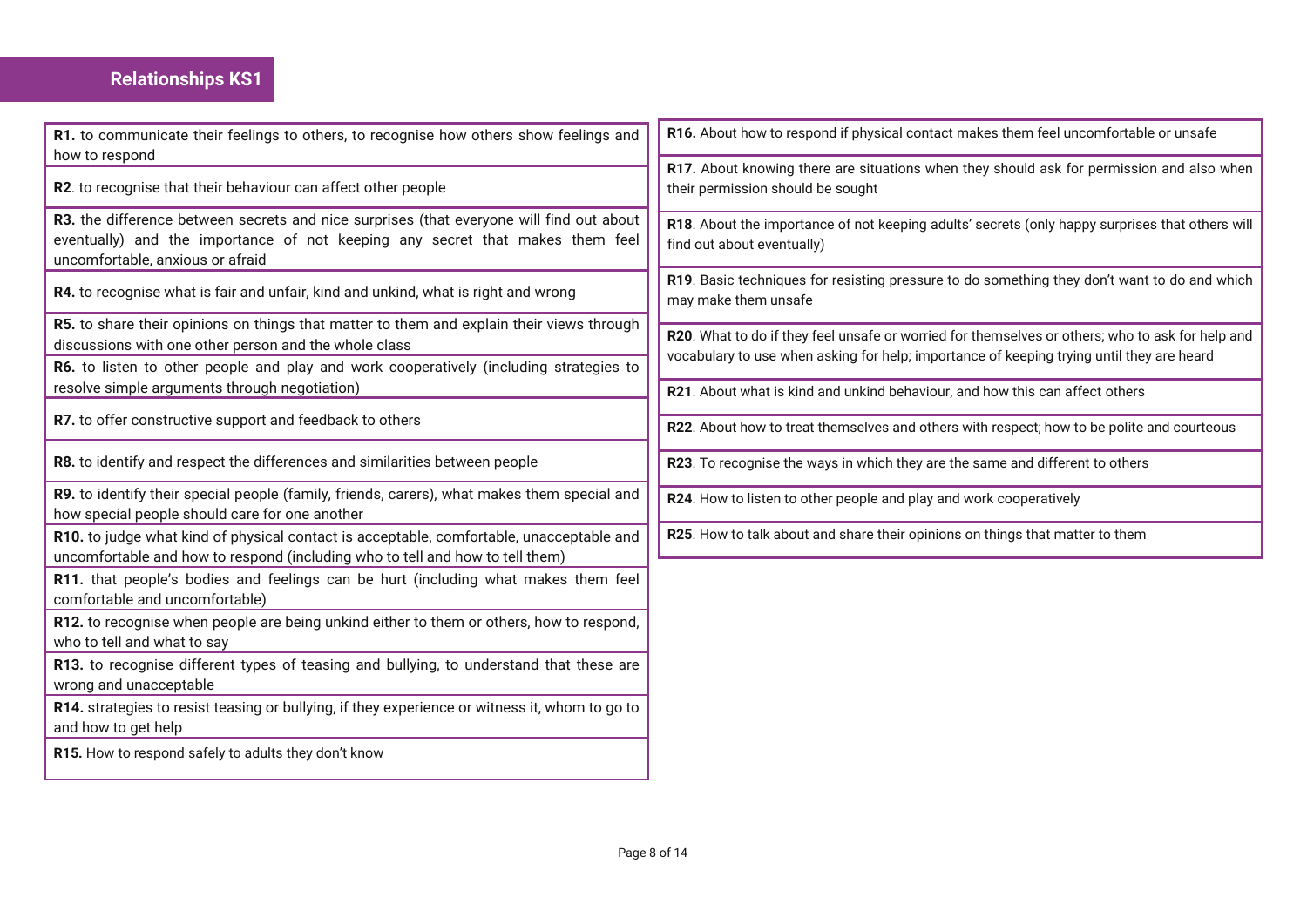## Relationships KS1

**R1.** to communicate their feelings to others, to recognise how others show feelings and how to respond

**R2**. to recognise that their behaviour can affect other people

**R3.** the difference between secrets and nice surprises (that everyone will find out about eventually) and the importance of not keeping any secret that makes them feel uncomfortable, anxious or afraid

**R4.** to recognise what is fair and unfair, kind and unkind, what is right and wrong

**R5.** to share their opinions on things that matter to them and explain their views through discussions with one other person and the whole class

**R6.** to listen to other people and play and work cooperatively (including strategies to resolve simple arguments through negotiation)

**R7.** to offer constructive support and feedback to others

**R8.** to identify and respect the differences and similarities between people

**R9.** to identify their special people (family, friends, carers), what makes them special and how special people should care for one another

**R10.** to judge what kind of physical contact is acceptable, comfortable, unacceptable and uncomfortable and how to respond (including who to tell and how to tell them)

**R11.** that people's bodies and feelings can be hurt (including what makes them feel comfortable and uncomfortable)

**R12.** to recognise when people are being unkind either to them or others, how to respond, who to tell and what to say

**R13.** to recognise different types of teasing and bullying, to understand that these are wrong and unacceptable

**R14.** strategies to resist teasing or bullying, if they experience or witness it, whom to go to and how to get help

**R15.** How to respond safely to adults they don't know

**R16.** About how to respond if physical contact makes them feel uncomfortable or unsafe

**R17.** About knowing there are situations when they should ask for permission and also when their permission should be sought

**R18**. About the importance of not keeping adults' secrets (only happy surprises that others will find out about eventually)

**R19**. Basic techniques for resisting pressure to do something they don't want to do and which may make them unsafe

**R20**. What to do if they feel unsafe or worried for themselves or others; who to ask for help and vocabulary to use when asking for help; importance of keeping trying until they are heard

**R21**. About what is kind and unkind behaviour, and how this can affect others

**R22**. About how to treat themselves and others with respect; how to be polite and courteous

**R23**. To recognise the ways in which they are the same and different to others

**R24**. How to listen to other people and play and work cooperatively

**R25**. How to talk about and share their opinions on things that matter to them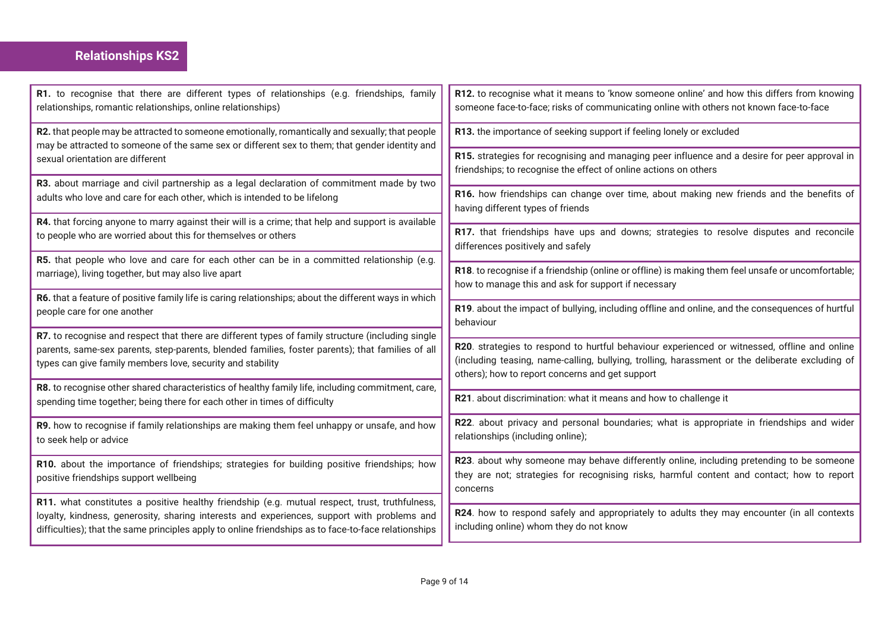## Relationships KS2

**R1.** to recognise that there are different types of relationships (e.g. friendships, family relationships, romantic relationships, online relationships)

**R2.** that people may be attracted to someone emotionally, romantically and sexually; that people may be attracted to someone of the same sex or different sex to them; that gender identity and sexual orientation are different

**R3.** about marriage and civil partnership as a legal declaration of commitment made by two adults who love and care for each other, which is intended to be lifelong

**R4.** that forcing anyone to marry against their will is a crime; that help and support is available to people who are worried about this for themselves or others

**R5.** that people who love and care for each other can be in a committed relationship (e.g. marriage), living together, but may also live apart

**R6.** that a feature of positive family life is caring relationships; about the different ways in which people care for one another

**R7.** to recognise and respect that there are different types of family structure (including single parents, same-sex parents, step-parents, blended families, foster parents); that families of all types can give family members love, security and stability

**R8.** to recognise other shared characteristics of healthy family life, including commitment, care, spending time together; being there for each other in times of difficulty

**R9.** how to recognise if family relationships are making them feel unhappy or unsafe, and how to seek help or advice

**R10.** about the importance of friendships; strategies for building positive friendships; how positive friendships support wellbeing

**R11.** what constitutes a positive healthy friendship (e.g. mutual respect, trust, truthfulness, loyalty, kindness, generosity, sharing interests and experiences, support with problems and difficulties); that the same principles apply to online friendships as to face-to-face relationships

**R12.** to recognise what it means to 'know someone online' and how this differs from knowing someone face-to-face; risks of communicating online with others not known face-to-face

**R13.** the importance of seeking support if feeling lonely or excluded

**R15.** strategies for recognising and managing peer influence and a desire for peer approval in friendships; to recognise the effect of online actions on others

**R16.** how friendships can change over time, about making new friends and the benefits of having different types of friends

**R17.** that friendships have ups and downs; strategies to resolve disputes and reconcile differences positively and safely

**R18**. to recognise if a friendship (online or offline) is making them feel unsafe or uncomfortable; how to manage this and ask for support if necessary

**R19**. about the impact of bullying, including offline and online, and the consequences of hurtful behaviour

**R20**. strategies to respond to hurtful behaviour experienced or witnessed, offline and online (including teasing, name-calling, bullying, trolling, harassment or the deliberate excluding of others); how to report concerns and get support

**R21**. about discrimination: what it means and how to challenge it

**R22**. about privacy and personal boundaries; what is appropriate in friendships and wider relationships (including online);

**R23**. about why someone may behave differently online, including pretending to be someone they are not; strategies for recognising risks, harmful content and contact; how to report concerns

**R24**. how to respond safely and appropriately to adults they may encounter (in all contexts including online) whom they do not know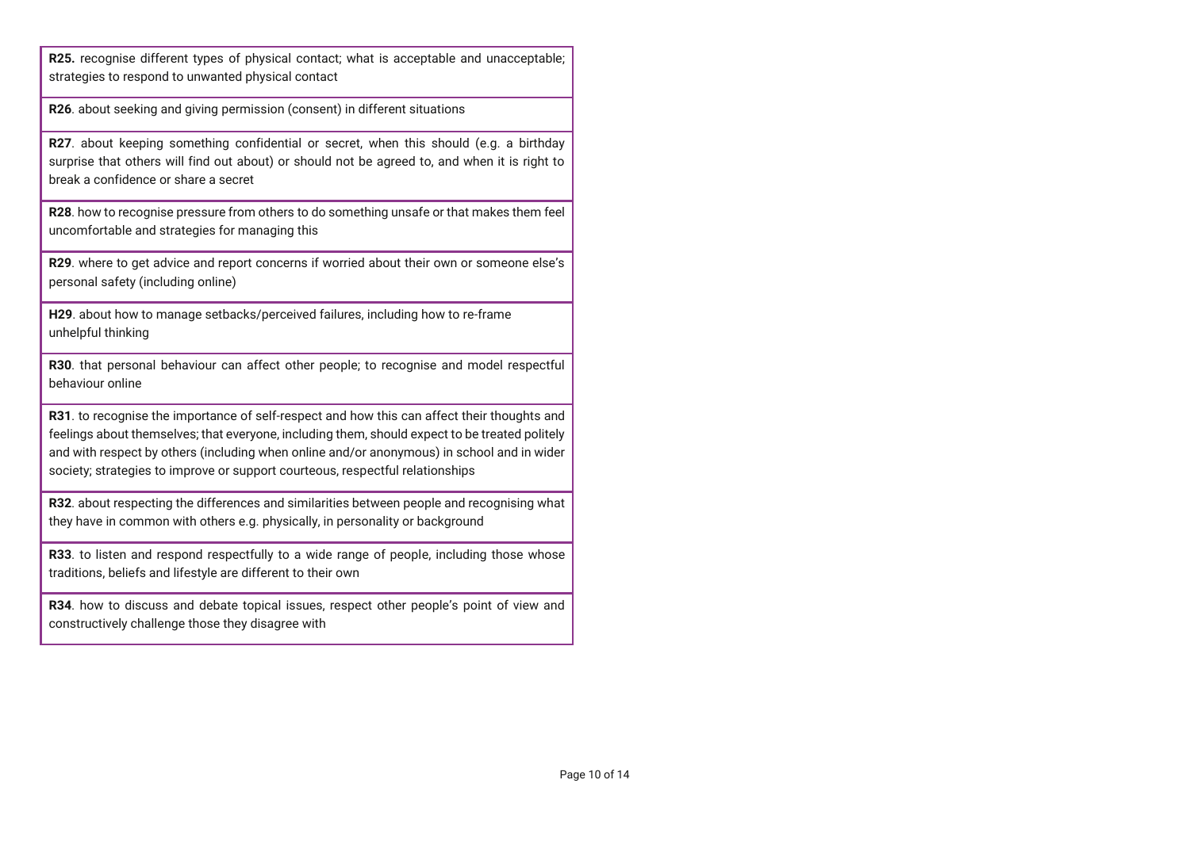| |
|---|
| **R25.** recognise different types of physical contact; what is acceptable and unacceptable; strategies to respond to unwanted physical contact |
| **R26**. about seeking and giving permission (consent) in different situations |
| **R27**. about keeping something confidential or secret, when this should (e.g. a birthday surprise that others will find out about) or should not be agreed to, and when it is right to break a confidence or share a secret |
| **R28**. how to recognise pressure from others to do something unsafe or that makes them feel uncomfortable and strategies for managing this |
| **R29**. where to get advice and report concerns if worried about their own or someone else's personal safety (including online) |
| **H29**. about how to manage setbacks/perceived failures, including how to re-frame unhelpful thinking |
| **R30**. that personal behaviour can affect other people; to recognise and model respectful behaviour online |
| **R31**. to recognise the importance of self-respect and how this can affect their thoughts and feelings about themselves; that everyone, including them, should expect to be treated politely and with respect by others (including when online and/or anonymous) in school and in wider society; strategies to improve or support courteous, respectful relationships |
| **R32**. about respecting the differences and similarities between people and recognising what they have in common with others e.g. physically, in personality or background |
| **R33**. to listen and respond respectfully to a wide range of people, including those whose traditions, beliefs and lifestyle are different to their own |
| **R34**. how to discuss and debate topical issues, respect other people's point of view and constructively challenge those they disagree with |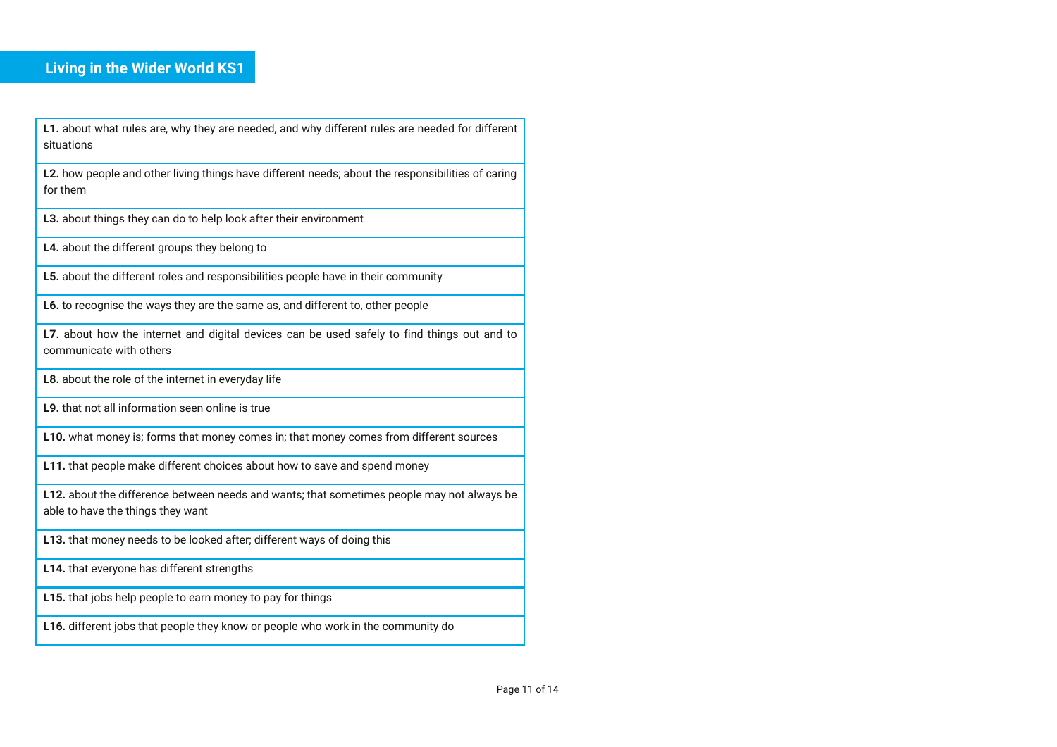## Living in the Wider World KS1

| |
|---|
| **L1.** about what rules are, why they are needed, and why different rules are needed for different situations |
| **L2.** how people and other living things have different needs; about the responsibilities of caring for them |
| **L3.** about things they can do to help look after their environment |
| **L4.** about the different groups they belong to |
| **L5.** about the different roles and responsibilities people have in their community |
| **L6.** to recognise the ways they are the same as, and different to, other people |
| **L7.** about how the internet and digital devices can be used safely to find things out and to communicate with others |
| **L8.** about the role of the internet in everyday life |
| **L9.** that not all information seen online is true |
| **L10.** what money is; forms that money comes in; that money comes from different sources |
| **L11.** that people make different choices about how to save and spend money |
| **L12.** about the difference between needs and wants; that sometimes people may not always be able to have the things they want |
| **L13.** that money needs to be looked after; different ways of doing this |
| **L14.** that everyone has different strengths |
| **L15.** that jobs help people to earn money to pay for things |
| **L16.** different jobs that people they know or people who work in the community do |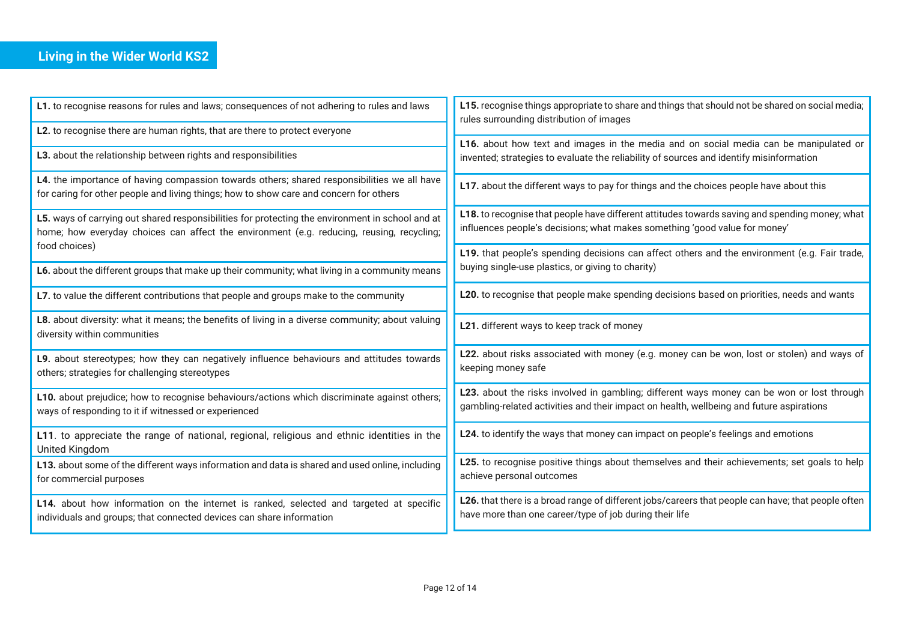## Living in the Wider World KS2

**L1.** to recognise reasons for rules and laws; consequences of not adhering to rules and laws

**L2.** to recognise there are human rights, that are there to protect everyone

**L3.** about the relationship between rights and responsibilities

**L4.** the importance of having compassion towards others; shared responsibilities we all have for caring for other people and living things; how to show care and concern for others

**L5.** ways of carrying out shared responsibilities for protecting the environment in school and at home; how everyday choices can affect the environment (e.g. reducing, reusing, recycling; food choices)

**L6.** about the different groups that make up their community; what living in a community means

**L7.** to value the different contributions that people and groups make to the community

**L8.** about diversity: what it means; the benefits of living in a diverse community; about valuing diversity within communities

**L9.** about stereotypes; how they can negatively influence behaviours and attitudes towards others; strategies for challenging stereotypes

**L10.** about prejudice; how to recognise behaviours/actions which discriminate against others; ways of responding to it if witnessed or experienced

**L11**. to appreciate the range of national, regional, religious and ethnic identities in the United Kingdom

**L13.** about some of the different ways information and data is shared and used online, including for commercial purposes

**L14.** about how information on the internet is ranked, selected and targeted at specific individuals and groups; that connected devices can share information

**L15.** recognise things appropriate to share and things that should not be shared on social media; rules surrounding distribution of images

**L16.** about how text and images in the media and on social media can be manipulated or invented; strategies to evaluate the reliability of sources and identify misinformation

**L17.** about the different ways to pay for things and the choices people have about this

**L18.** to recognise that people have different attitudes towards saving and spending money; what influences people's decisions; what makes something 'good value for money'

**L19.** that people's spending decisions can affect others and the environment (e.g. Fair trade, buying single-use plastics, or giving to charity)

**L20.** to recognise that people make spending decisions based on priorities, needs and wants

**L21.** different ways to keep track of money

**L22.** about risks associated with money (e.g. money can be won, lost or stolen) and ways of keeping money safe

**L23.** about the risks involved in gambling; different ways money can be won or lost through gambling-related activities and their impact on health, wellbeing and future aspirations

**L24.** to identify the ways that money can impact on people's feelings and emotions

**L25.** to recognise positive things about themselves and their achievements; set goals to help achieve personal outcomes

**L26.** that there is a broad range of different jobs/careers that people can have; that people often have more than one career/type of job during their life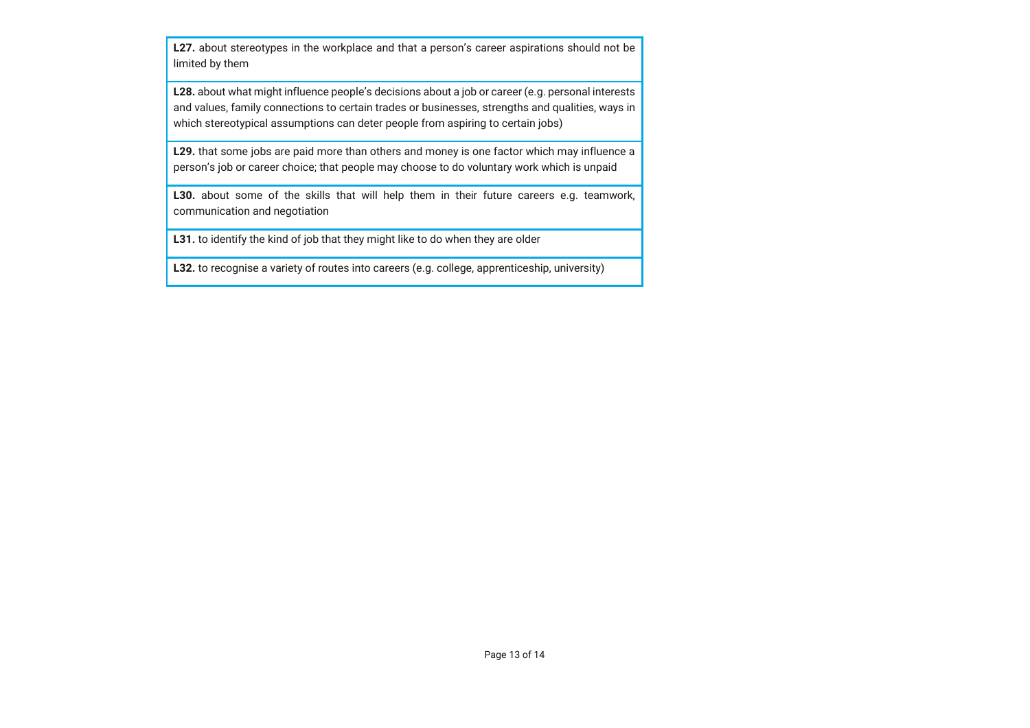| |
|---|
| **L27.** about stereotypes in the workplace and that a person's career aspirations should not be limited by them |
| **L28.** about what might influence people's decisions about a job or career (e.g. personal interests and values, family connections to certain trades or businesses, strengths and qualities, ways in which stereotypical assumptions can deter people from aspiring to certain jobs) |
| **L29.** that some jobs are paid more than others and money is one factor which may influence a person's job or career choice; that people may choose to do voluntary work which is unpaid |
| **L30.** about some of the skills that will help them in their future careers e.g. teamwork, communication and negotiation |
| **L31.** to identify the kind of job that they might like to do when they are older |
| **L32.** to recognise a variety of routes into careers (e.g. college, apprenticeship, university) |